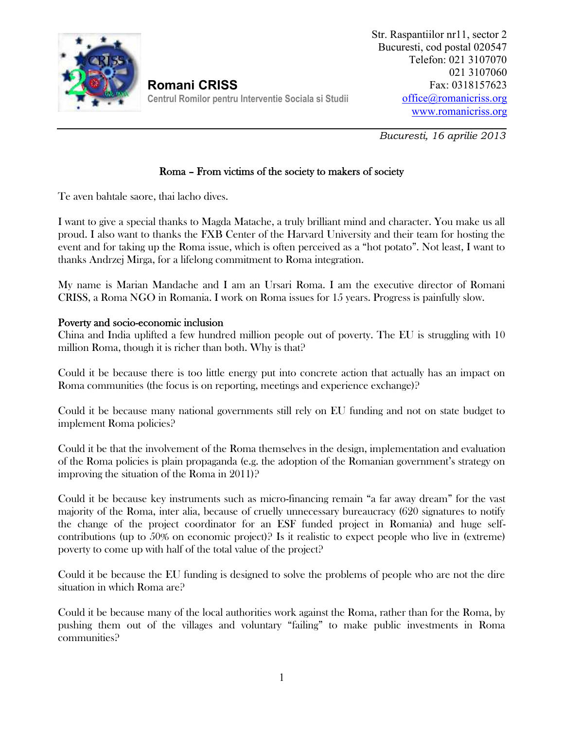Romani CRISS

Centrul Romilor pentru Interventie Sociala si Studii

Str. Raspantiilor nr11, sector 2
Bucuresti, cod postal 020547
Telefon: 021 3107070
021 3107060
Fax: 0318157623
office@romanicriss.org
www.romanicriss.org

*Bucuresti, 16 aprilie 2013*

# Roma – From victims of the society to makers of society

Te aven bahtale saore, thai lacho dives.

I want to give a special thanks to Magda Matache, a truly brilliant mind and character. You make us all proud. I also want to thanks the FXB Center of the Harvard University and their team for hosting the event and for taking up the Roma issue, which is often perceived as a "hot potato". Not least, I want to thanks Andrzej Mirga, for a lifelong commitment to Roma integration.

My name is Marian Mandache and I am an Ursari Roma. I am the executive director of Romani CRISS, a Roma NGO in Romania. I work on Roma issues for 15 years. Progress is painfully slow.

## Poverty and socio-economic inclusion

China and India uplifted a few hundred million people out of poverty. The EU is struggling with 10 million Roma, though it is richer than both. Why is that?

Could it be because there is too little energy put into concrete action that actually has an impact on Roma communities (the focus is on reporting, meetings and experience exchange)?

Could it be because many national governments still rely on EU funding and not on state budget to implement Roma policies?

Could it be that the involvement of the Roma themselves in the design, implementation and evaluation of the Roma policies is plain propaganda (e.g. the adoption of the Romanian government's strategy on improving the situation of the Roma in 2011)?

Could it be because key instruments such as micro-financing remain "a far away dream" for the vast majority of the Roma, inter alia, because of cruelly unnecessary bureaucracy (620 signatures to notify the change of the project coordinator for an ESF funded project in Romania) and huge self-contributions (up to 50% on economic project)? Is it realistic to expect people who live in (extreme) poverty to come up with half of the total value of the project?

Could it be because the EU funding is designed to solve the problems of people who are not the dire situation in which Roma are?

Could it be because many of the local authorities work against the Roma, rather than for the Roma, by pushing them out of the villages and voluntary "failing" to make public investments in Roma communities?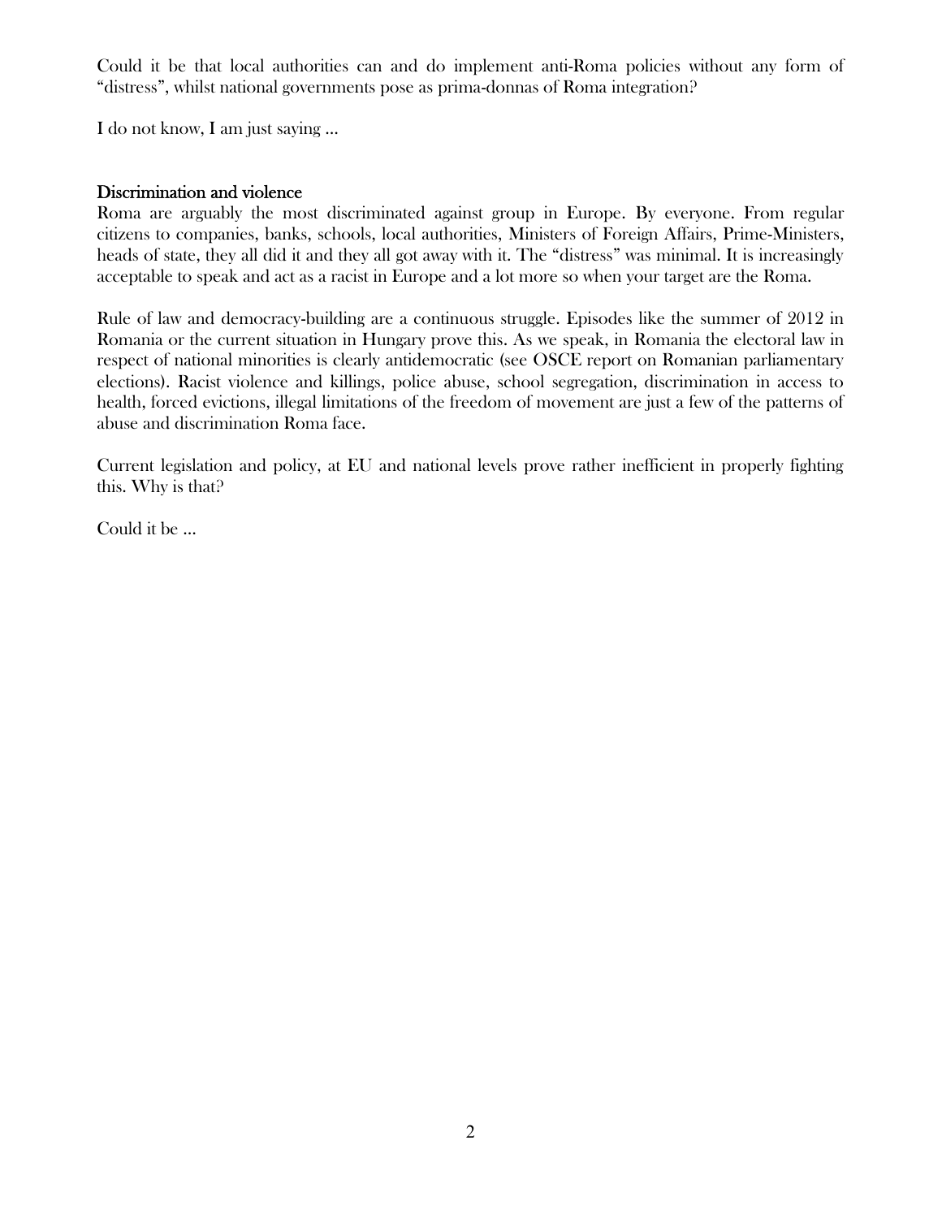Could it be that local authorities can and do implement anti-Roma policies without any form of "distress", whilst national governments pose as prima-donnas of Roma integration?

I do not know, I am just saying …

## Discrimination and violence

Roma are arguably the most discriminated against group in Europe. By everyone. From regular citizens to companies, banks, schools, local authorities, Ministers of Foreign Affairs, Prime-Ministers, heads of state, they all did it and they all got away with it. The "distress" was minimal. It is increasingly acceptable to speak and act as a racist in Europe and a lot more so when your target are the Roma.

Rule of law and democracy-building are a continuous struggle. Episodes like the summer of 2012 in Romania or the current situation in Hungary prove this. As we speak, in Romania the electoral law in respect of national minorities is clearly antidemocratic (see OSCE report on Romanian parliamentary elections). Racist violence and killings, police abuse, school segregation, discrimination in access to health, forced evictions, illegal limitations of the freedom of movement are just a few of the patterns of abuse and discrimination Roma face.

Current legislation and policy, at EU and national levels prove rather inefficient in properly fighting this. Why is that?

Could it be …